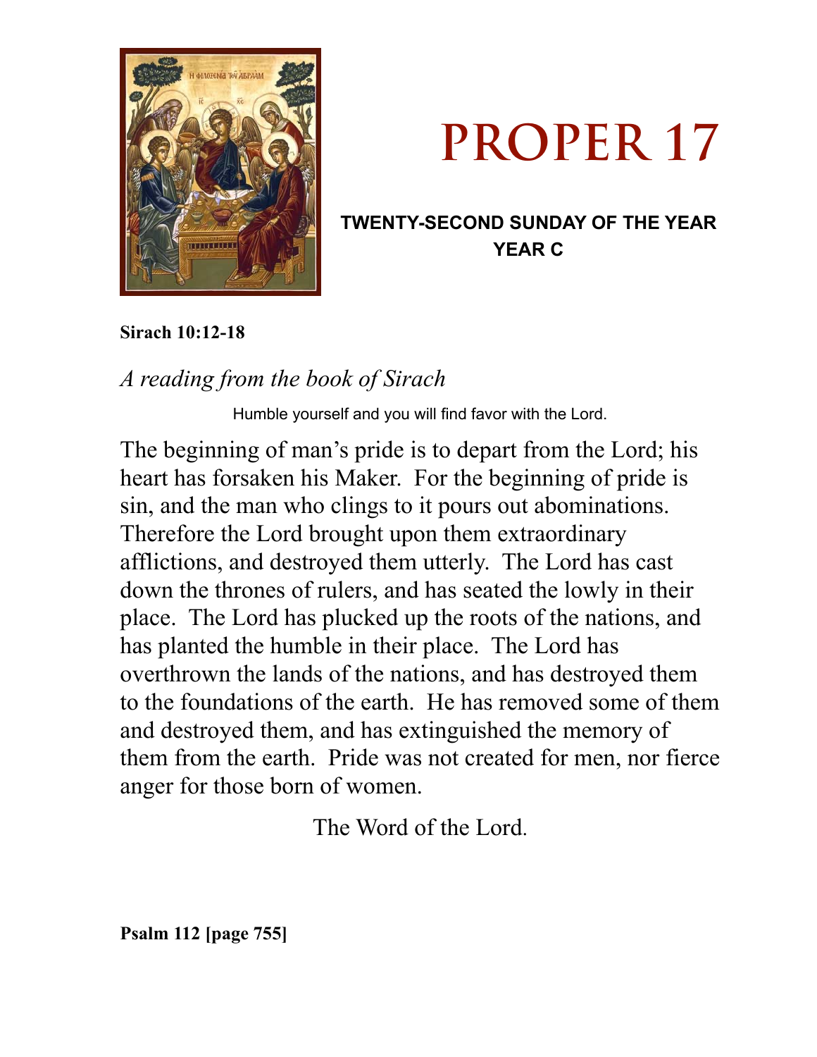# PROPER 17

**TWENTY-SECOND SUNDAY OF THE YEAR**
**YEAR C**

**Sirach 10:12-18**

*A reading from the book of Sirach*

Humble yourself and you will find favor with the Lord.

The beginning of man's pride is to depart from the Lord; his heart has forsaken his Maker. For the beginning of pride is sin, and the man who clings to it pours out abominations. Therefore the Lord brought upon them extraordinary afflictions, and destroyed them utterly. The Lord has cast down the thrones of rulers, and has seated the lowly in their place. The Lord has plucked up the roots of the nations, and has planted the humble in their place. The Lord has overthrown the lands of the nations, and has destroyed them to the foundations of the earth. He has removed some of them and destroyed them, and has extinguished the memory of them from the earth. Pride was not created for men, nor fierce anger for those born of women.

The Word of the Lord.

**Psalm 112 [page 755]**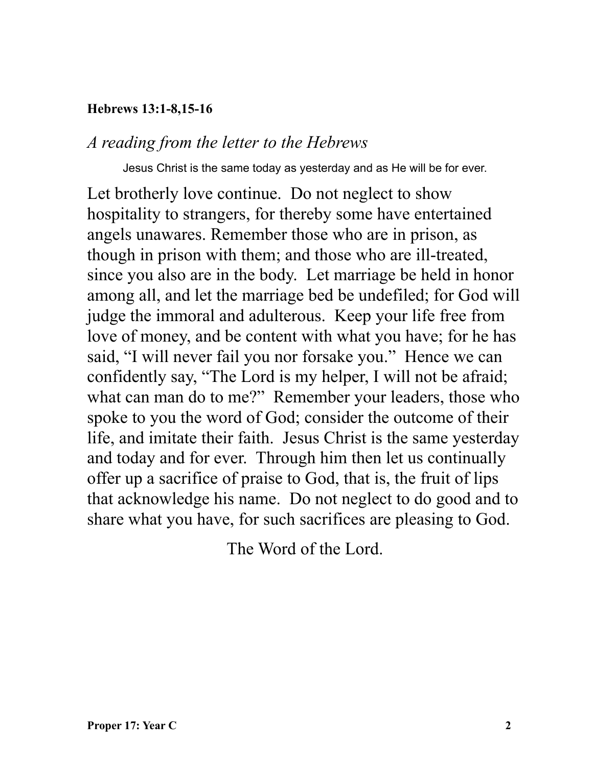**Hebrews 13:1-8,15-16**

*A reading from the letter to the Hebrews*

Jesus Christ is the same today as yesterday and as He will be for ever.

Let brotherly love continue. Do not neglect to show hospitality to strangers, for thereby some have entertained angels unawares. Remember those who are in prison, as though in prison with them; and those who are ill-treated, since you also are in the body. Let marriage be held in honor among all, and let the marriage bed be undefiled; for God will judge the immoral and adulterous. Keep your life free from love of money, and be content with what you have; for he has said, “I will never fail you nor forsake you.” Hence we can confidently say, “The Lord is my helper, I will not be afraid; what can man do to me?” Remember your leaders, those who spoke to you the word of God; consider the outcome of their life, and imitate their faith. Jesus Christ is the same yesterday and today and for ever. Through him then let us continually offer up a sacrifice of praise to God, that is, the fruit of lips that acknowledge his name. Do not neglect to do good and to share what you have, for such sacrifices are pleasing to God.

The Word of the Lord.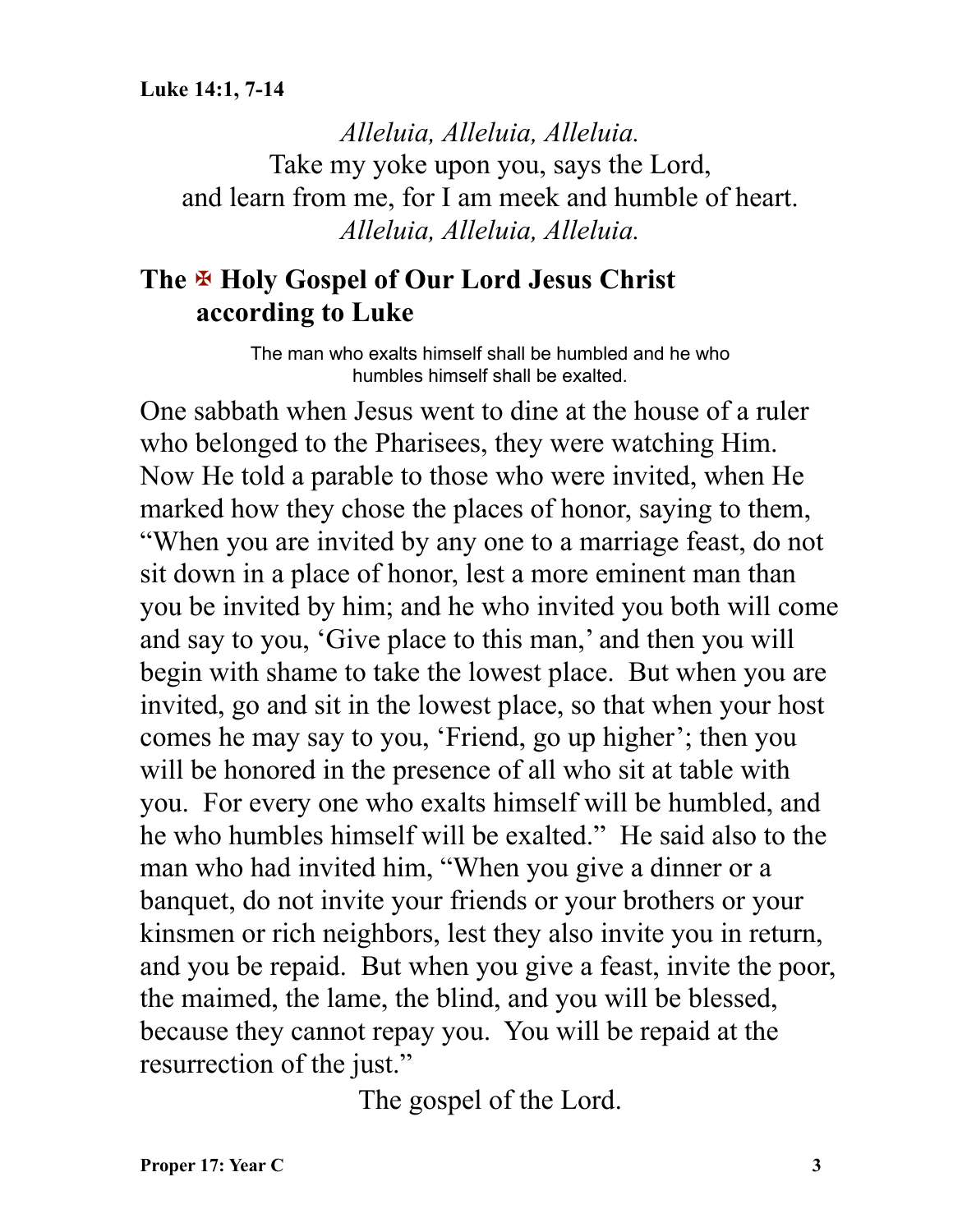**Luke 14:1, 7-14**

*Alleluia, Alleluia, Alleluia.*
Take my yoke upon you, says the Lord,
and learn from me, for I am meek and humble of heart.
*Alleluia, Alleluia, Alleluia.*

## The ✠ Holy Gospel of Our Lord Jesus Christ according to Luke

The man who exalts himself shall be humbled and he who humbles himself shall be exalted.

One sabbath when Jesus went to dine at the house of a ruler who belonged to the Pharisees, they were watching Him. Now He told a parable to those who were invited, when He marked how they chose the places of honor, saying to them, "When you are invited by any one to a marriage feast, do not sit down in a place of honor, lest a more eminent man than you be invited by him; and he who invited you both will come and say to you, 'Give place to this man,' and then you will begin with shame to take the lowest place. But when you are invited, go and sit in the lowest place, so that when your host comes he may say to you, 'Friend, go up higher'; then you will be honored in the presence of all who sit at table with you. For every one who exalts himself will be humbled, and he who humbles himself will be exalted." He said also to the man who had invited him, "When you give a dinner or a banquet, do not invite your friends or your brothers or your kinsmen or rich neighbors, lest they also invite you in return, and you be repaid. But when you give a feast, invite the poor, the maimed, the lame, the blind, and you will be blessed, because they cannot repay you. You will be repaid at the resurrection of the just."

The gospel of the Lord.